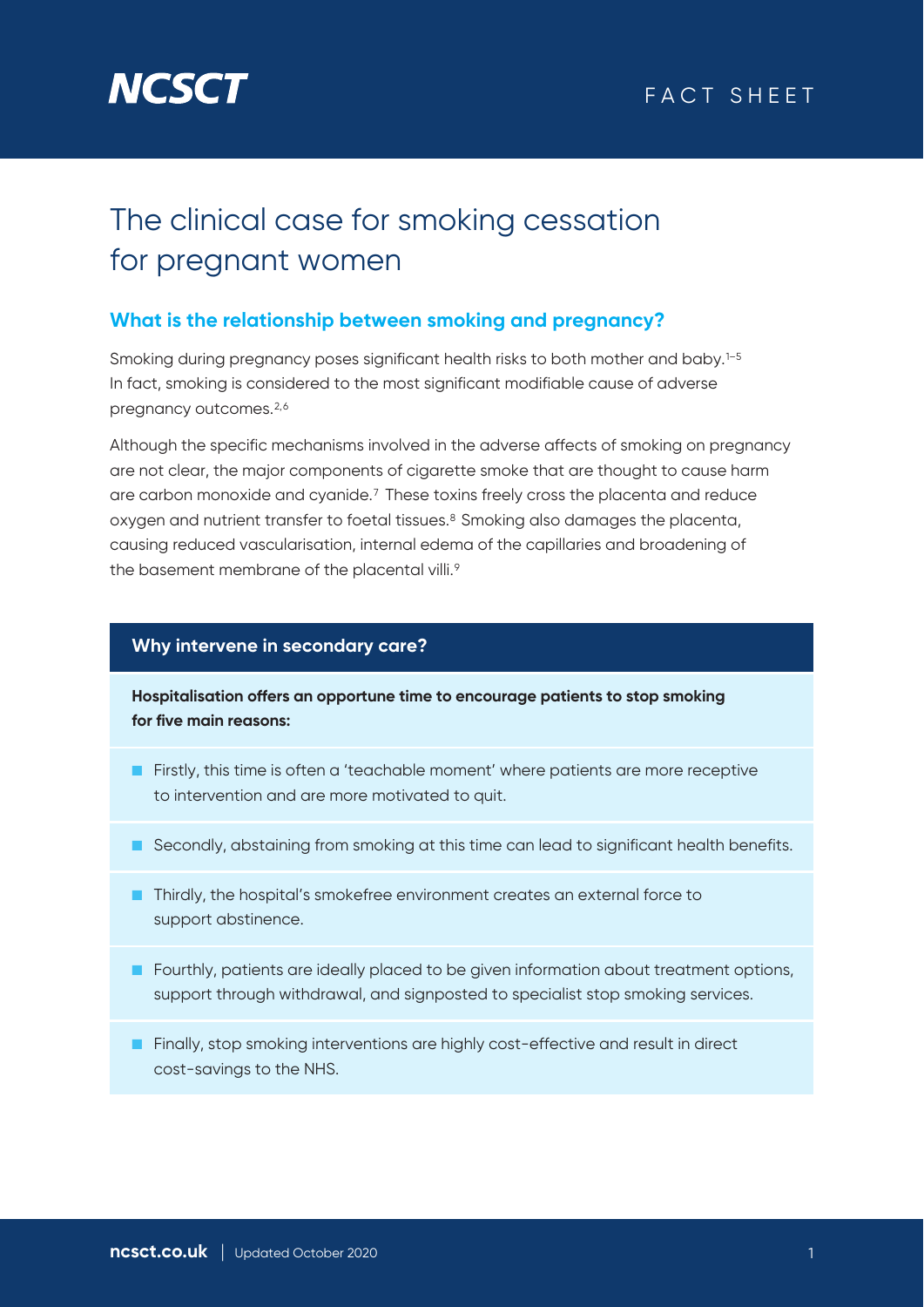NCSCT

FACT SHEET

# The clinical case for smoking cessation for pregnant women

## What is the relationship between smoking and pregnancy?

Smoking during pregnancy poses significant health risks to both mother and baby.[1–5] In fact, smoking is considered to the most significant modifiable cause of adverse pregnancy outcomes.[2,6]

Although the specific mechanisms involved in the adverse affects of smoking on pregnancy are not clear, the major components of cigarette smoke that are thought to cause harm are carbon monoxide and cyanide.[7] These toxins freely cross the placenta and reduce oxygen and nutrient transfer to foetal tissues.[8] Smoking also damages the placenta, causing reduced vascularisation, internal edema of the capillaries and broadening of the basement membrane of the placental villi.[9]

### Why intervene in secondary care?

**Hospitalisation offers an opportune time to encourage patients to stop smoking for five main reasons:**

- Firstly, this time is often a 'teachable moment' where patients are more receptive to intervention and are more motivated to quit.
- Secondly, abstaining from smoking at this time can lead to significant health benefits.
- Thirdly, the hospital's smokefree environment creates an external force to support abstinence.
- Fourthly, patients are ideally placed to be given information about treatment options, support through withdrawal, and signposted to specialist stop smoking services.
- Finally, stop smoking interventions are highly cost-effective and result in direct cost-savings to the NHS.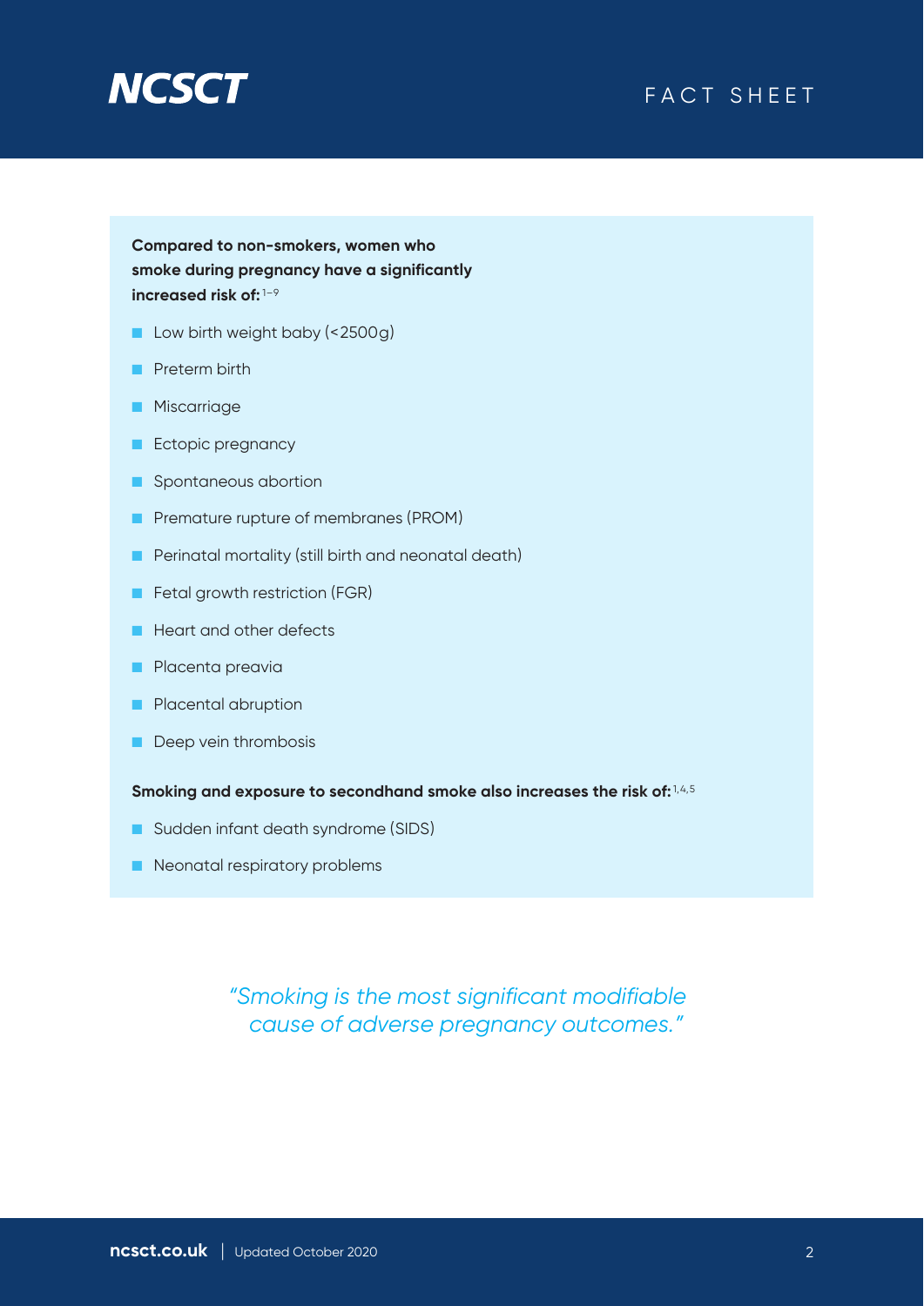**Compared to non-smokers, women who smoke during pregnancy have a significantly increased risk of:** [1–9]

- Low birth weight baby (<2500g)
- Preterm birth
- Miscarriage
- Ectopic pregnancy
- Spontaneous abortion
- Premature rupture of membranes (PROM)
- Perinatal mortality (still birth and neonatal death)
- Fetal growth restriction (FGR)
- Heart and other defects
- Placenta preavia
- Placental abruption
- Deep vein thrombosis

**Smoking and exposure to secondhand smoke also increases the risk of:** [1,4,5]

- Sudden infant death syndrome (SIDS)
- Neonatal respiratory problems

*"Smoking is the most significant modifiable cause of adverse pregnancy outcomes."*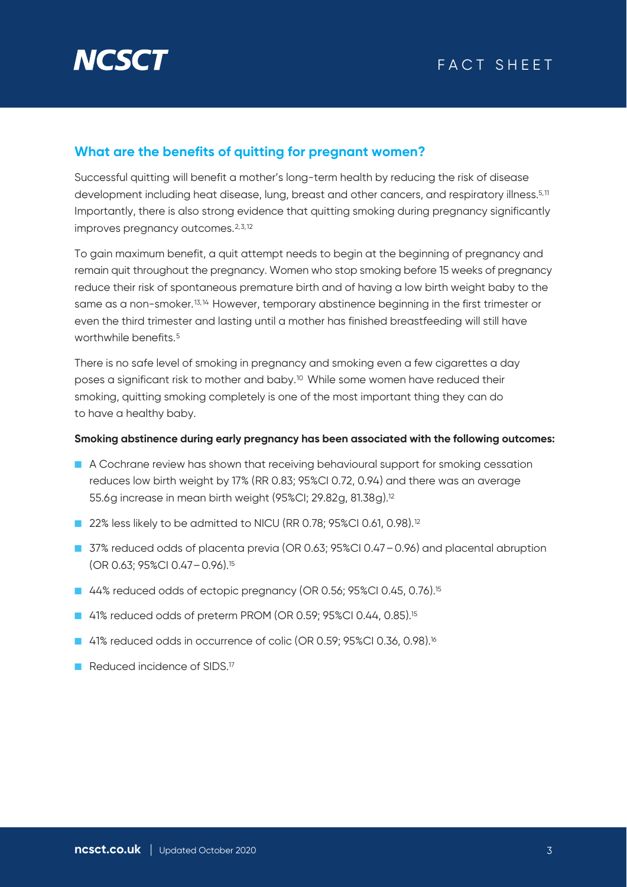## What are the benefits of quitting for pregnant women?

Successful quitting will benefit a mother's long-term health by reducing the risk of disease development including heat disease, lung, breast and other cancers, and respiratory illness.[5,11] Importantly, there is also strong evidence that quitting smoking during pregnancy significantly improves pregnancy outcomes.[2,3,12]

To gain maximum benefit, a quit attempt needs to begin at the beginning of pregnancy and remain quit throughout the pregnancy. Women who stop smoking before 15 weeks of pregnancy reduce their risk of spontaneous premature birth and of having a low birth weight baby to the same as a non-smoker.[13,14] However, temporary abstinence beginning in the first trimester or even the third trimester and lasting until a mother has finished breastfeeding will still have worthwhile benefits.[5]

There is no safe level of smoking in pregnancy and smoking even a few cigarettes a day poses a significant risk to mother and baby.[10] While some women have reduced their smoking, quitting smoking completely is one of the most important thing they can do to have a healthy baby.

**Smoking abstinence during early pregnancy has been associated with the following outcomes:**

- A Cochrane review has shown that receiving behavioural support for smoking cessation reduces low birth weight by 17% (RR 0.83; 95%CI 0.72, 0.94) and there was an average 55.6g increase in mean birth weight (95%CI; 29.82g, 81.38g).[12]
- 22% less likely to be admitted to NICU (RR 0.78; 95%CI 0.61, 0.98).[12]
- 37% reduced odds of placenta previa (OR 0.63; 95%CI 0.47 – 0.96) and placental abruption (OR 0.63; 95%CI 0.47 – 0.96).[15]
- 44% reduced odds of ectopic pregnancy (OR 0.56; 95%CI 0.45, 0.76).[15]
- 41% reduced odds of preterm PROM (OR 0.59; 95%CI 0.44, 0.85).[15]
- 41% reduced odds in occurrence of colic (OR 0.59; 95%CI 0.36, 0.98).[16]
- Reduced incidence of SIDS.[17]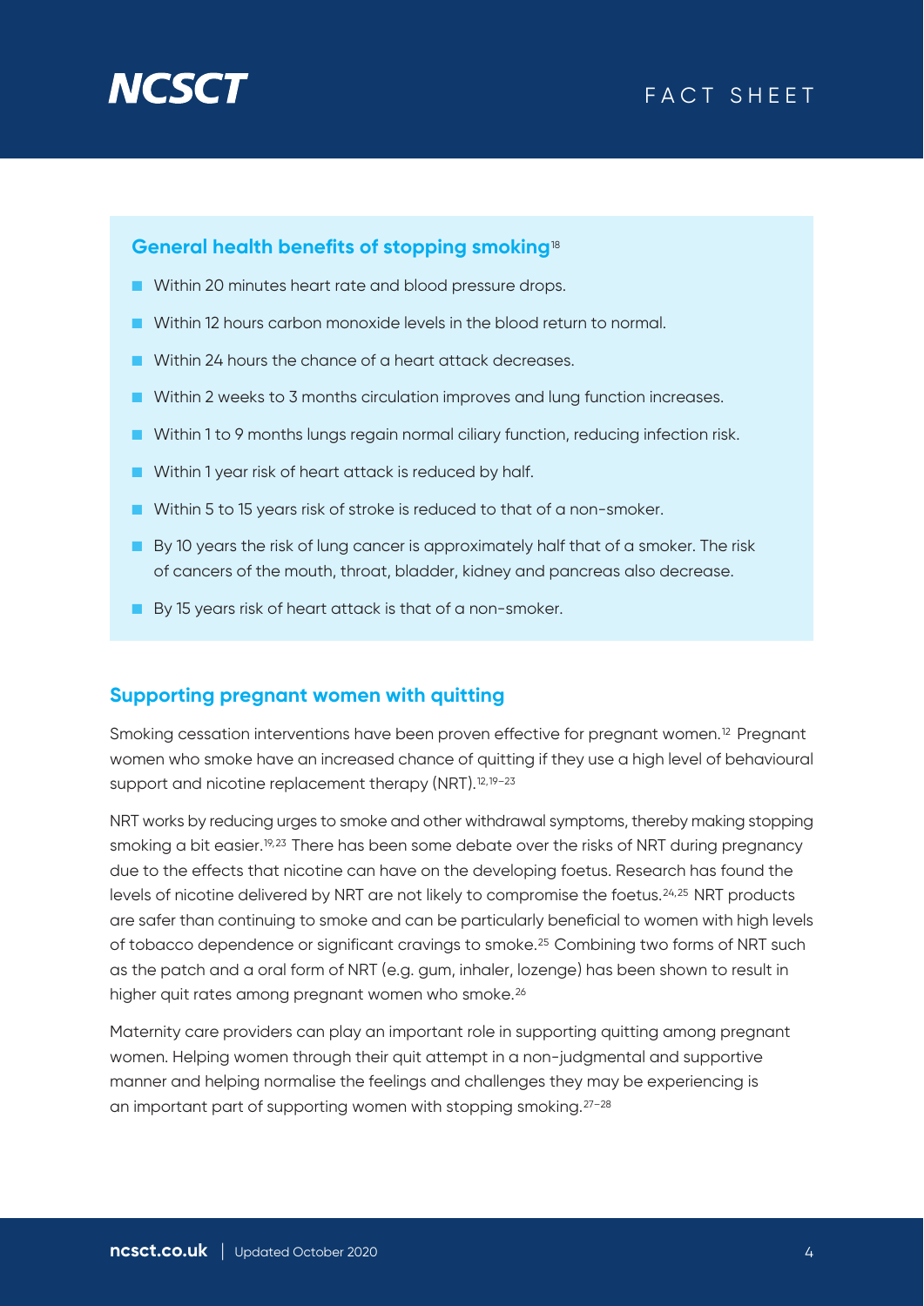## General health benefits of stopping smoking[18]

- Within 20 minutes heart rate and blood pressure drops.
- Within 12 hours carbon monoxide levels in the blood return to normal.
- Within 24 hours the chance of a heart attack decreases.
- Within 2 weeks to 3 months circulation improves and lung function increases.
- Within 1 to 9 months lungs regain normal ciliary function, reducing infection risk.
- Within 1 year risk of heart attack is reduced by half.
- Within 5 to 15 years risk of stroke is reduced to that of a non-smoker.
- By 10 years the risk of lung cancer is approximately half that of a smoker. The risk of cancers of the mouth, throat, bladder, kidney and pancreas also decrease.
- By 15 years risk of heart attack is that of a non-smoker.

## Supporting pregnant women with quitting

Smoking cessation interventions have been proven effective for pregnant women.[12] Pregnant women who smoke have an increased chance of quitting if they use a high level of behavioural support and nicotine replacement therapy (NRT).[12,19–23]

NRT works by reducing urges to smoke and other withdrawal symptoms, thereby making stopping smoking a bit easier.[19,23] There has been some debate over the risks of NRT during pregnancy due to the effects that nicotine can have on the developing foetus. Research has found the levels of nicotine delivered by NRT are not likely to compromise the foetus.[24,25] NRT products are safer than continuing to smoke and can be particularly beneficial to women with high levels of tobacco dependence or significant cravings to smoke.[25] Combining two forms of NRT such as the patch and a oral form of NRT (e.g. gum, inhaler, lozenge) has been shown to result in higher quit rates among pregnant women who smoke.[26]

Maternity care providers can play an important role in supporting quitting among pregnant women. Helping women through their quit attempt in a non-judgmental and supportive manner and helping normalise the feelings and challenges they may be experiencing is an important part of supporting women with stopping smoking.[27–28]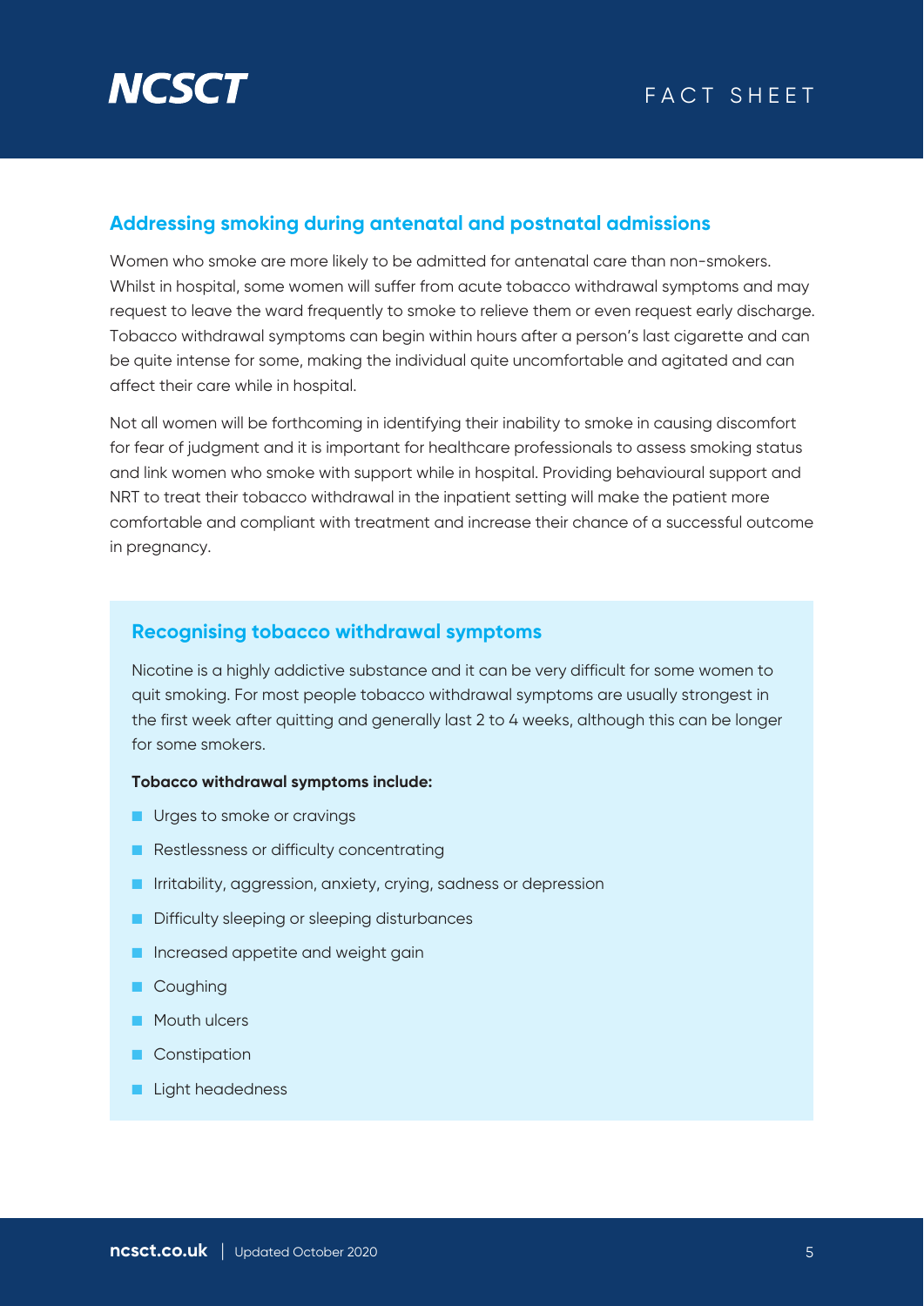## Addressing smoking during antenatal and postnatal admissions

Women who smoke are more likely to be admitted for antenatal care than non-smokers. Whilst in hospital, some women will suffer from acute tobacco withdrawal symptoms and may request to leave the ward frequently to smoke to relieve them or even request early discharge. Tobacco withdrawal symptoms can begin within hours after a person's last cigarette and can be quite intense for some, making the individual quite uncomfortable and agitated and can affect their care while in hospital.

Not all women will be forthcoming in identifying their inability to smoke in causing discomfort for fear of judgment and it is important for healthcare professionals to assess smoking status and link women who smoke with support while in hospital. Providing behavioural support and NRT to treat their tobacco withdrawal in the inpatient setting will make the patient more comfortable and compliant with treatment and increase their chance of a successful outcome in pregnancy.

### Recognising tobacco withdrawal symptoms

Nicotine is a highly addictive substance and it can be very difficult for some women to quit smoking. For most people tobacco withdrawal symptoms are usually strongest in the first week after quitting and generally last 2 to 4 weeks, although this can be longer for some smokers.

**Tobacco withdrawal symptoms include:**

- Urges to smoke or cravings
- Restlessness or difficulty concentrating
- Irritability, aggression, anxiety, crying, sadness or depression
- Difficulty sleeping or sleeping disturbances
- Increased appetite and weight gain
- Coughing
- Mouth ulcers
- Constipation
- Light headedness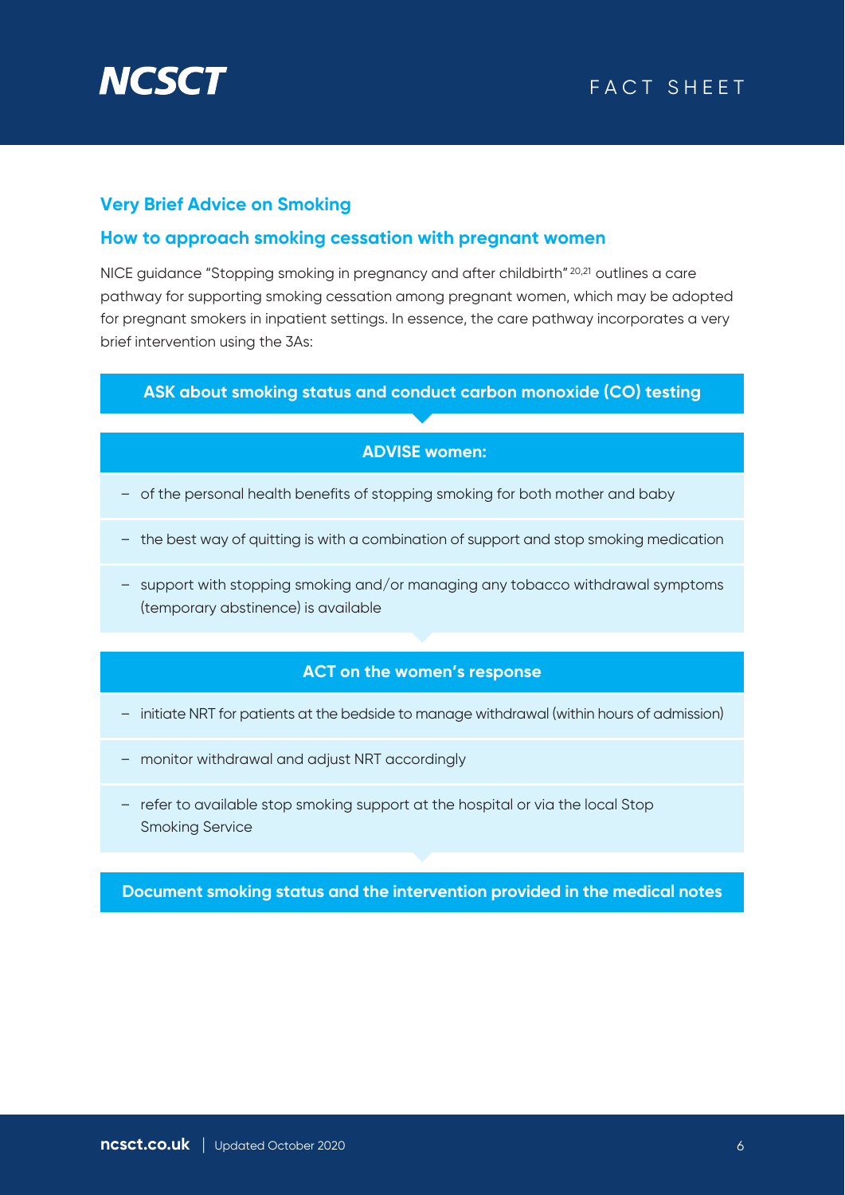## Very Brief Advice on Smoking

### How to approach smoking cessation with pregnant women

NICE guidance "Stopping smoking in pregnancy and after childbirth"[20,21] outlines a care pathway for supporting smoking cessation among pregnant women, which may be adopted for pregnant smokers in inpatient settings. In essence, the care pathway incorporates a very brief intervention using the 3As:

**ASK about smoking status and conduct carbon monoxide (CO) testing**

**ADVISE women:**

- of the personal health benefits of stopping smoking for both mother and baby
- the best way of quitting is with a combination of support and stop smoking medication
- support with stopping smoking and/or managing any tobacco withdrawal symptoms (temporary abstinence) is available

**ACT on the women's response**

- initiate NRT for patients at the bedside to manage withdrawal (within hours of admission)
- monitor withdrawal and adjust NRT accordingly
- refer to available stop smoking support at the hospital or via the local Stop Smoking Service

**Document smoking status and the intervention provided in the medical notes**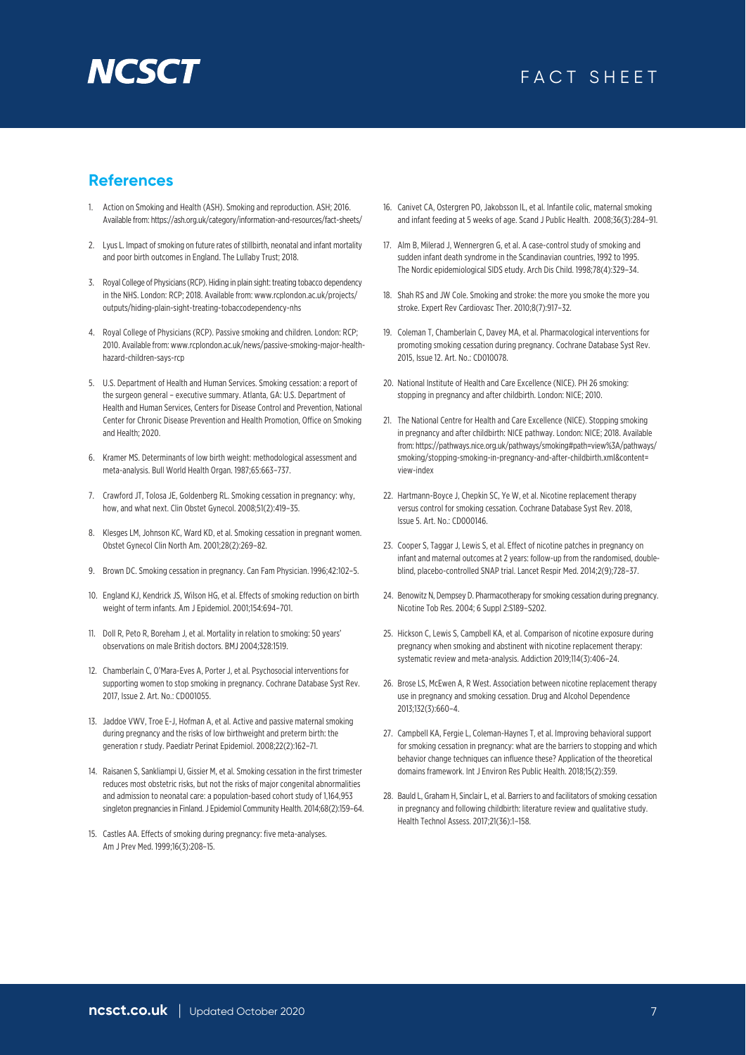## References

1. Action on Smoking and Health (ASH). Smoking and reproduction. ASH; 2016. Available from: https://ash.org.uk/category/information-and-resources/fact-sheets/
2. Lyus L. Impact of smoking on future rates of stillbirth, neonatal and infant mortality and poor birth outcomes in England. The Lullaby Trust; 2018.
3. Royal College of Physicians (RCP). Hiding in plain sight: treating tobacco dependency in the NHS. London: RCP; 2018. Available from: www.rcplondon.ac.uk/projects/outputs/hiding-plain-sight-treating-tobaccodependency-nhs
4. Royal College of Physicians (RCP). Passive smoking and children. London: RCP; 2010. Available from: www.rcplondon.ac.uk/news/passive-smoking-major-health-hazard-children-says-rcp
5. U.S. Department of Health and Human Services. Smoking cessation: a report of the surgeon general – executive summary. Atlanta, GA: U.S. Department of Health and Human Services, Centers for Disease Control and Prevention, National Center for Chronic Disease Prevention and Health Promotion, Office on Smoking and Health; 2020.
6. Kramer MS. Determinants of low birth weight: methodological assessment and meta-analysis. Bull World Health Organ. 1987;65:663–737.
7. Crawford JT, Tolosa JE, Goldenberg RL. Smoking cessation in pregnancy: why, how, and what next. Clin Obstet Gynecol. 2008;51(2):419–35.
8. Klesges LM, Johnson KC, Ward KD, et al. Smoking cessation in pregnant women. Obstet Gynecol Clin North Am. 2001;28(2):269–82.
9. Brown DC. Smoking cessation in pregnancy. Can Fam Physician. 1996;42:102–5.
10. England KJ, Kendrick JS, Wilson HG, et al. Effects of smoking reduction on birth weight of term infants. Am J Epidemiol. 2001;154:694–701.
11. Doll R, Peto R, Boreham J, et al. Mortality in relation to smoking: 50 years' observations on male British doctors. BMJ 2004;328:1519.
12. Chamberlain C, O'Mara-Eves A, Porter J, et al. Psychosocial interventions for supporting women to stop smoking in pregnancy. Cochrane Database Syst Rev. 2017, Issue 2. Art. No.: CD001055.
13. Jaddoe VWV, Troe E-J, Hofman A, et al. Active and passive maternal smoking during pregnancy and the risks of low birthweight and preterm birth: the generation r study. Paediatr Perinat Epidemiol. 2008;22(2):162–71.
14. Raisanen S, Sankliampi U, Gissier M, et al. Smoking cessation in the first trimester reduces most obstetric risks, but not the risks of major congenital abnormalities and admission to neonatal care: a population-based cohort study of 1,164,953 singleton pregnancies in Finland. J Epidemiol Community Health. 2014;68(2):159–64.
15. Castles AA. Effects of smoking during pregnancy: five meta-analyses. Am J Prev Med. 1999;16(3):208–15.
16. Canivet CA, Ostergren PO, Jakobsson IL, et al. Infantile colic, maternal smoking and infant feeding at 5 weeks of age. Scand J Public Health. 2008;36(3):284–91.
17. Alm B, Milerad J, Wennergren G, et al. A case-control study of smoking and sudden infant death syndrome in the Scandinavian countries, 1992 to 1995. The Nordic epidemiological SIDS etudy. Arch Dis Child. 1998;78(4):329–34.
18. Shah RS and JW Cole. Smoking and stroke: the more you smoke the more you stroke. Expert Rev Cardiovasc Ther. 2010;8(7):917–32.
19. Coleman T, Chamberlain C, Davey MA, et al. Pharmacological interventions for promoting smoking cessation during pregnancy. Cochrane Database Syst Rev. 2015, Issue 12. Art. No.: CD010078.
20. National Institute of Health and Care Excellence (NICE). PH 26 smoking: stopping in pregnancy and after childbirth. London: NICE; 2010.
21. The National Centre for Health and Care Excellence (NICE). Stopping smoking in pregnancy and after childbirth: NICE pathway. London: NICE; 2018. Available from: https://pathways.nice.org.uk/pathways/smoking#path=view%3A/pathways/smoking/stopping-smoking-in-pregnancy-and-after-childbirth.xml&content=view-index
22. Hartmann-Boyce J, Chepkin SC, Ye W, et al. Nicotine replacement therapy versus control for smoking cessation. Cochrane Database Syst Rev. 2018, Issue 5. Art. No.: CD000146.
23. Cooper S, Taggar J, Lewis S, et al. Effect of nicotine patches in pregnancy on infant and maternal outcomes at 2 years: follow-up from the randomised, double-blind, placebo-controlled SNAP trial. Lancet Respir Med. 2014;2(9);728–37.
24. Benowitz N, Dempsey D. Pharmacotherapy for smoking cessation during pregnancy. Nicotine Tob Res. 2004; 6 Suppl 2:S189–S202.
25. Hickson C, Lewis S, Campbell KA, et al. Comparison of nicotine exposure during pregnancy when smoking and abstinent with nicotine replacement therapy: systematic review and meta-analysis. Addiction 2019;114(3):406–24.
26. Brose LS, McEwen A, R West. Association between nicotine replacement therapy use in pregnancy and smoking cessation. Drug and Alcohol Dependence 2013;132(3):660–4.
27. Campbell KA, Fergie L, Coleman-Haynes T, et al. Improving behavioral support for smoking cessation in pregnancy: what are the barriers to stopping and which behavior change techniques can influence these? Application of the theoretical domains framework. Int J Environ Res Public Health. 2018;15(2):359.
28. Bauld L, Graham H, Sinclair L, et al. Barriers to and facilitators of smoking cessation in pregnancy and following childbirth: literature review and qualitative study. Health Technol Assess. 2017;21(36):1–158.